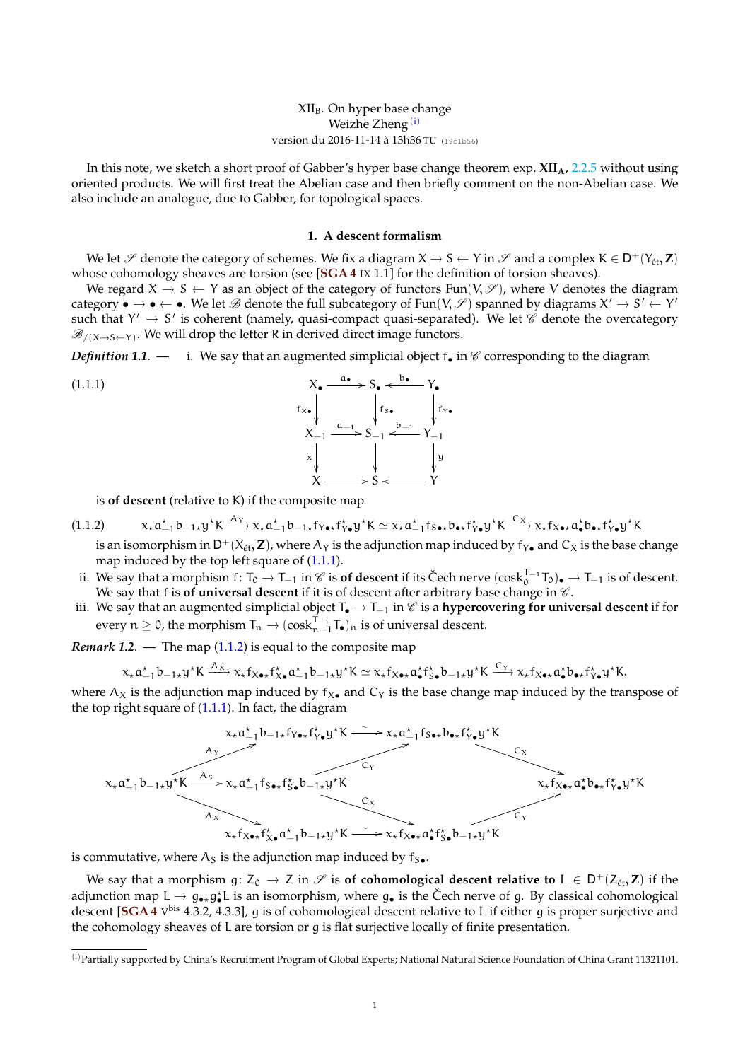XII$_\mathrm{B}$. On hyper base change
Weizhe Zheng [i]
version du 2016-11-14 à 13h36 TU (19c1b56)

In this note, we sketch a short proof of Gabber's hyper base change theorem exp. **XII$_\mathbf{A}$**, 2.2.5 without using oriented products. We will first treat the Abelian case and then briefly comment on the non-Abelian case. We also include an analogue, due to Gabber, for topological spaces.

## 1. A descent formalism

We let $\mathscr{S}$ denote the category of schemes. We fix a diagram $X \to S \leftarrow Y$ in $\mathscr{S}$ and a complex $K \in D^+(Y_{\acute{e}t}, \mathbf{Z})$ whose cohomology sheaves are torsion (see [**SGA 4** IX 1.1] for the definition of torsion sheaves).

We regard $X \to S \leftarrow Y$ as an object of the category of functors $\mathrm{Fun}(V, \mathscr{S})$, where $V$ denotes the diagram category $\bullet \to \bullet \leftarrow \bullet$. We let $\mathscr{B}$ denote the full subcategory of $\mathrm{Fun}(V, \mathscr{S})$ spanned by diagrams $X' \to S' \leftarrow Y'$ such that $Y' \to S'$ is coherent (namely, quasi-compact quasi-separated). We let $\mathscr{C}$ denote the overcategory $\mathscr{B}_{/(X \to S \leftarrow Y)}$. We will drop the letter R in derived direct image functors.

***Definition 1.1.*** — i. We say that an augmented simplicial object $f_\bullet$ in $\mathscr{C}$ corresponding to the diagram

(1.1.1)
$$\begin{array}{ccccc}
X_\bullet & \xrightarrow{a_\bullet} & S_\bullet & \xleftarrow{b_\bullet} & Y_\bullet \\
\downarrow{\scriptstyle f_{X\bullet}} & & \downarrow{\scriptstyle f_{S\bullet}} & & \downarrow{\scriptstyle f_{Y\bullet}} \\
X_{-1} & \xrightarrow{a_{-1}} & S_{-1} & \xleftarrow{b_{-1}} & Y_{-1} \\
\downarrow{\scriptstyle x} & & \downarrow & & \downarrow{\scriptstyle y} \\
X & \longrightarrow & S & \longleftarrow & Y
\end{array}$$

is **of descent** (relative to $K$) if the composite map

(1.1.2)
$$x_\star a_{-1}^\star b_{-1\star} y^\star K \xrightarrow{A_Y} x_\star a_{-1}^\star b_{-1\star} f_{Y\bullet\star} f_{Y\bullet}^\star y^\star K \simeq x_\star a_{-1}^\star f_{S\bullet\star} b_{\bullet\star} f_{Y\bullet}^\star y^\star K \xrightarrow{C_X} x_\star f_{X\bullet\star} a_\bullet^\star b_{\bullet\star} f_{Y\bullet}^\star y^\star K$$

is an isomorphism in $D^+(X_{\acute{e}t}, \mathbf{Z})$, where $A_Y$ is the adjunction map induced by $f_{Y\bullet}$ and $C_X$ is the base change map induced by the top left square of (1.1.1).

ii. We say that a morphism $f \colon T_0 \to T_{-1}$ in $\mathscr{C}$ is **of descent** if its Čech nerve $(\mathrm{cosk}_0^{T_{-1}} T_0)_\bullet \to T_{-1}$ is of descent. We say that $f$ is **of universal descent** if it is of descent after arbitrary base change in $\mathscr{C}$.

iii. We say that an augmented simplicial object $T_\bullet \to T_{-1}$ in $\mathscr{C}$ is a **hypercovering for universal descent** if for every $n \geq 0$, the morphism $T_n \to (\mathrm{cosk}_{n-1}^{T_{-1}} T_\bullet)_n$ is of universal descent.

***Remark 1.2.*** — The map (1.1.2) is equal to the composite map

$$x_\star a_{-1}^\star b_{-1\star} y^\star K \xrightarrow{A_X} x_\star f_{X\bullet\star} f_{X\bullet}^\star a_{-1}^\star b_{-1\star} y^\star K \simeq x_\star f_{X\bullet\star} a_\bullet^\star f_{S\bullet}^\star b_{-1\star} y^\star K \xrightarrow{C_Y} x_\star f_{X\bullet\star} a_\bullet^\star b_{\bullet\star} f_{Y\bullet}^\star y^\star K,$$

where $A_X$ is the adjunction map induced by $f_{X\bullet}$ and $C_Y$ is the base change map induced by the transpose of the top right square of (1.1.1). In fact, the diagram

$$\begin{array}{ccccc}
 & x_\star a_{-1}^\star b_{-1\star} f_{Y\bullet\star} f_{Y\bullet}^\star y^\star K \xrightarrow{\sim} x_\star a_{-1}^\star f_{S\bullet\star} b_{\bullet\star} f_{Y\bullet}^\star y^\star K & & & \\
\nearrow^{A_Y} & & \nearrow_{C_Y} & \searrow^{C_X} & \\
x_\star a_{-1}^\star b_{-1\star} y^\star K & \xrightarrow{A_S} x_\star a_{-1}^\star f_{S\bullet\star} f_{S\bullet}^\star b_{-1\star} y^\star K & & & x_\star f_{X\bullet\star} a_\bullet^\star b_{\bullet\star} f_{Y\bullet}^\star y^\star K \\
\searrow_{A_X} & & \searrow^{C_X} & \nearrow_{C_Y} & \\
 & x_\star f_{X\bullet\star} f_{X\bullet}^\star a_{-1}^\star b_{-1\star} y^\star K \xrightarrow{\sim} x_\star f_{X\bullet\star} a_\bullet^\star f_{S\bullet}^\star b_{-1\star} y^\star K & & &
\end{array}$$

is commutative, where $A_S$ is the adjunction map induced by $f_{S\bullet}$.

We say that a morphism $g \colon Z_0 \to Z$ in $\mathscr{S}$ is **of cohomological descent relative to** $L \in D^+(Z_{\acute{e}t}, \mathbf{Z})$ if the adjunction map $L \to g_{\bullet\star} g_\bullet^\star L$ is an isomorphism, where $g_\bullet$ is the Čech nerve of $g$. By classical cohomological descent [**SGA 4** V$^{\mathrm{bis}}$ 4.3.2, 4.3.3], $g$ is of cohomological descent relative to $L$ if either $g$ is proper surjective and the cohomology sheaves of $L$ are torsion or $g$ is flat surjective locally of finite presentation.

---

[i] Partially supported by China's Recruitment Program of Global Experts; National Natural Science Foundation of China Grant 11321101.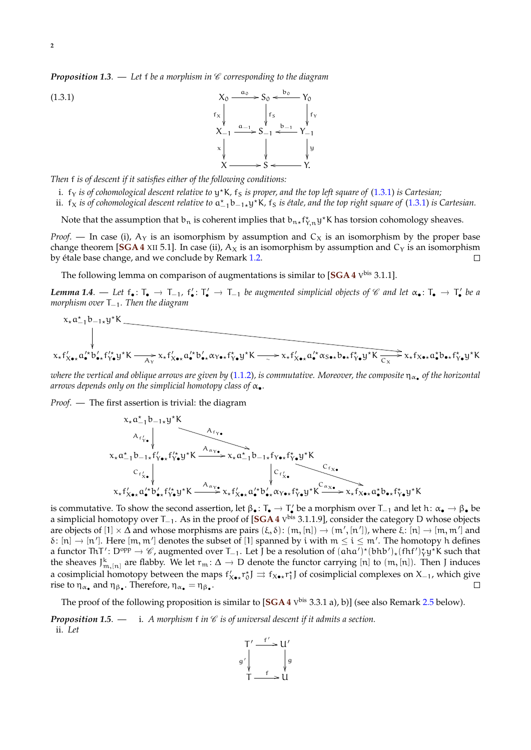***Proposition 1.3.*** — *Let* $f$ *be a morphism in* $\mathscr{C}$ *corresponding to the diagram*

$$
\begin{array}{ccccc}
X_0 & \xrightarrow{a_0} & S_0 & \xleftarrow{b_0} & Y_0 \\
{\scriptstyle f_X}\downarrow & & \downarrow{\scriptstyle f_S} & & \downarrow{\scriptstyle f_Y} \\
X_{-1} & \xrightarrow{a_{-1}} & S_{-1} & \xleftarrow{b_{-1}} & Y_{-1} \\
{\scriptstyle x}\downarrow & & \downarrow & & \downarrow{\scriptstyle y} \\
X & \longrightarrow & S & \longleftarrow & Y.
\end{array}
\tag{1.3.1}
$$

*Then* $f$ *is of descent if it satisfies either of the following conditions:*

i. $f_Y$ *is of cohomological descent relative to* $y^\star K$*,* $f_S$ *is proper, and the top left square of* (1.3.1) *is Cartesian;*
ii. $f_X$ *is of cohomological descent relative to* $a_{-1}^\star b_{-1\star} y^\star K$*,* $f_S$ *is étale, and the top right square of* (1.3.1) *is Cartesian.*

Note that the assumption that $b_n$ is coherent implies that $b_{n\star} f^\star_{Y,n} y^\star K$ has torsion cohomology sheaves.

*Proof.* — In case (i), $A_Y$ is an isomorphism by assumption and $C_X$ is an isomorphism by the proper base change theorem [**SGA 4** XII 5.1]. In case (ii), $A_X$ is an isomorphism by assumption and $C_Y$ is an isomorphism by étale base change, and we conclude by Remark 1.2. □

The following lemma on comparison of augmentations is similar to [**SGA 4** $\mathrm{V}^{\mathrm{bis}}$ 3.1.1].

***Lemma 1.4.*** — *Let* $f_\bullet \colon T_\bullet \to T_{-1}$*,* $f'_\bullet \colon T'_\bullet \to T_{-1}$ *be augmented simplicial objects of* $\mathscr{C}$ *and let* $\alpha_\bullet \colon T_\bullet \to T'_\bullet$ *be a morphism over* $T_{-1}$*. Then the diagram*

$$
\begin{array}{l}
x_\star a_{-1}^\star b_{-1\star} y^\star K \\
\downarrow \\
x_\star f'_{X_\bullet\star} a'^\star_\bullet b'_{\bullet\star} f'^\star_{Y_\bullet} y^\star K \xrightarrow{A_Y} x_\star f'_{X_\bullet\star} a'^\star_\bullet b'_{\bullet\star} \alpha_{Y_\bullet\star} f^\star_{Y_\bullet} y^\star K \xrightarrow{\sim} x_\star f'_{X_\bullet\star} a'^\star_\bullet \alpha_{S_\bullet\star} b_{\bullet\star} f^\star_{Y_\bullet} y^\star K \xrightarrow{C_X} x_\star f_{X_\bullet\star} a^\star_\bullet b_{\bullet\star} f^\star_{Y_\bullet} y^\star K
\end{array}
$$

*where the vertical and oblique arrows are given by* (1.1.2)*, is commutative. Moreover, the composite* $\eta_{\alpha_\bullet}$ *of the horizontal arrows depends only on the simplicial homotopy class of* $\alpha_\bullet$*.*

*Proof.* — The first assertion is trivial: the diagram

$$
\begin{array}{ccccc}
x_\star a_{-1}^\star b_{-1\star} y^\star K & \xrightarrow{A_{f_{Y_\bullet}}} & & & \\
{\scriptstyle A_{f'_{Y_\bullet}}}\downarrow & & & & \\
x_\star a_{-1}^\star b_{-1\star} f'_{Y_\bullet\star} f'^\star_{Y_\bullet} y^\star K & \xrightarrow{A_{\alpha_{Y_\bullet}}} & x_\star a_{-1}^\star b_{-1\star} f_{Y_\bullet\star} f^\star_{Y_\bullet} y^\star K & \xrightarrow{C_{f_{X_\bullet}}} & \\
{\scriptstyle C_{f'_{X_\bullet}}}\downarrow & & \downarrow{\scriptstyle C_{f'_{X_\bullet}}} & & \\
x_\star f'_{X_\bullet\star} a'^\star_\bullet b'_{\bullet\star} f'^\star_{Y_\bullet} y^\star K & \xrightarrow{A_{\alpha_{Y_\bullet}}} & x_\star f'_{X_\bullet\star} a'^\star_\bullet b'_{\bullet\star} \alpha_{Y_\bullet\star} f^\star_{Y_\bullet} y^\star K & \xrightarrow{C_{\alpha_{X_\bullet}}} & x_\star f_{X_\bullet\star} a^\star_\bullet b_{\bullet\star} f^\star_{Y_\bullet} y^\star K
\end{array}
$$

is commutative. To show the second assertion, let $\beta_\bullet \colon T_\bullet \to T'_\bullet$ be a morphism over $T_{-1}$ and let $h \colon \alpha_\bullet \to \beta_\bullet$ be a simplicial homotopy over $T_{-1}$. As in the proof of [**SGA 4** $\mathrm{V}^{\mathrm{bis}}$ 3.1.1.9], consider the category $D$ whose objects are objects of $[1] \times \Delta$ and whose morphisms are pairs $(\xi, \delta) \colon (m, [n]) \to (m', [n'])$, where $\xi \colon [n] \to [m, m']$ and $\delta \colon [n] \to [n']$. Here $[m, m']$ denotes the subset of $[1]$ spanned by $i$ with $m \le i \le m'$. The homotopy $h$ defines a functor $ThT' \colon D^{\mathrm{opp}} \to \mathscr{C}$, augmented over $T_{-1}$. Let $J$ be a resolution of $(aha')^\star (bhb')_\star (fhf')^\star_Y y^\star K$ such that the sheaves $J^k_{m,[n]}$ are flabby. We let $r_m \colon \Delta \to D$ denote the functor carrying $[n]$ to $(m, [n])$. Then $J$ induces a cosimplicial homotopy between the maps $f'_{X_\bullet\star} r_0^\star J \rightrightarrows f_{X_\bullet\star} r_1^\star J$ of cosimplicial complexes on $X_{-1}$, which give rise to $\eta_{\alpha_\bullet}$ and $\eta_{\beta_\bullet}$. Therefore, $\eta_{\alpha_\bullet} = \eta_{\beta_\bullet}$. □

The proof of the following proposition is similar to [**SGA 4** $\mathrm{V}^{\mathrm{bis}}$ 3.3.1 a), b)] (see also Remark 2.5 below).

***Proposition 1.5.*** —
i. *A morphism* $f$ *in* $\mathscr{C}$ *is of universal descent if it admits a section.*
ii. *Let*

$$
\begin{array}{ccc}
T' & \xrightarrow{f'} & U' \\
{\scriptstyle g'}\downarrow & & \downarrow{\scriptstyle g} \\
T & \xrightarrow{f} & U
\end{array}
$$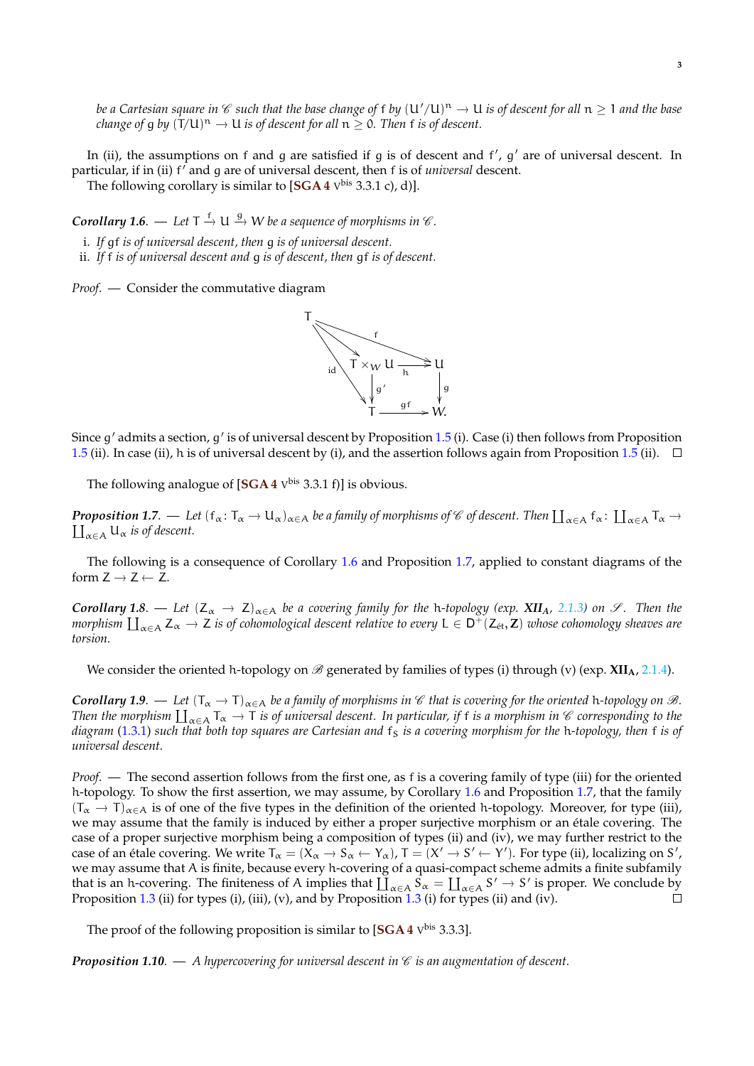*be a Cartesian square in $\mathscr{C}$ such that the base change of $f$ by $(U'/U)^n \to U$ is of descent for all $n \geq 1$ and the base change of $g$ by $(T/U)^n \to U$ is of descent for all $n \geq 0$. Then $f$ is of descent.*

In (ii), the assumptions on $f$ and $g$ are satisfied if $g$ is of descent and $f'$, $g'$ are of universal descent. In particular, if in (ii) $f'$ and $g$ are of universal descent, then $f$ is of *universal* descent.

The following corollary is similar to [**SGA 4** $\mathrm{V}^{\mathrm{bis}}$ 3.3.1 c), d)].

***Corollary 1.6.*** — *Let $T \xrightarrow{f} U \xrightarrow{g} W$ be a sequence of morphisms in $\mathscr{C}$.*

i. *If $gf$ is of universal descent, then $g$ is of universal descent.*
ii. *If $f$ is of universal descent and $g$ is of descent, then $gf$ is of descent.*

*Proof.* — Consider the commutative diagram

$$\begin{array}{ccc}
T \times_W U & \xrightarrow{h} & U \\
\downarrow{g'} & & \downarrow{g} \\
T & \xrightarrow{gf} & W.
\end{array}$$

(with $T \to T \times_W U$, $f\colon T \to U$ and $\mathrm{id}\colon T \to T$.)

Since $g'$ admits a section, $g'$ is of universal descent by Proposition 1.5 (i). Case (i) then follows from Proposition 1.5 (ii). In case (ii), $h$ is of universal descent by (i), and the assertion follows again from Proposition 1.5 (ii). $\square$

The following analogue of [**SGA 4** $\mathrm{V}^{\mathrm{bis}}$ 3.3.1 f)] is obvious.

***Proposition 1.7.*** — *Let $(f_\alpha\colon T_\alpha \to U_\alpha)_{\alpha\in A}$ be a family of morphisms of $\mathscr{C}$ of descent. Then $\coprod_{\alpha\in A} f_\alpha\colon \coprod_{\alpha\in A} T_\alpha \to \coprod_{\alpha\in A} U_\alpha$ is of descent.*

The following is a consequence of Corollary 1.6 and Proposition 1.7, applied to constant diagrams of the form $Z \to Z \leftarrow Z$.

***Corollary 1.8.*** — *Let $(Z_\alpha \to Z)_{\alpha\in A}$ be a covering family for the $h$-topology (exp. **XII$_A$**, 2.1.3) on $\mathscr{S}$. Then the morphism $\coprod_{\alpha\in A} Z_\alpha \to Z$ is of cohomological descent relative to every $L \in D^+(Z_{\text{ét}}, \mathbf{Z})$ whose cohomology sheaves are torsion.*

We consider the oriented $h$-topology on $\mathscr{B}$ generated by families of types (i) through (v) (exp. **XII$_A$**, 2.1.4).

***Corollary 1.9.*** — *Let $(T_\alpha \to T)_{\alpha\in A}$ be a family of morphisms in $\mathscr{C}$ that is covering for the oriented $h$-topology on $\mathscr{B}$. Then the morphism $\coprod_{\alpha\in A} T_\alpha \to T$ is of universal descent. In particular, if $f$ is a morphism in $\mathscr{C}$ corresponding to the diagram (1.3.1) such that both top squares are Cartesian and $f_S$ is a covering morphism for the $h$-topology, then $f$ is of universal descent.*

*Proof.* — The second assertion follows from the first one, as $f$ is a covering family of type (iii) for the oriented $h$-topology. To show the first assertion, we may assume, by Corollary 1.6 and Proposition 1.7, that the family $(T_\alpha \to T)_{\alpha\in A}$ is of one of the five types in the definition of the oriented $h$-topology. Moreover, for type (iii), we may assume that the family is induced by either a proper surjective morphism or an étale covering. The case of a proper surjective morphism being a composition of types (ii) and (iv), we may further restrict to the case of an étale covering. We write $T_\alpha = (X_\alpha \to S_\alpha \leftarrow Y_\alpha)$, $T = (X' \to S' \leftarrow Y')$. For type (ii), localizing on $S'$, we may assume that $A$ is finite, because every $h$-covering of a quasi-compact scheme admits a finite subfamily that is an $h$-covering. The finiteness of $A$ implies that $\coprod_{\alpha\in A} S_\alpha = \coprod_{\alpha\in A} S' \to S'$ is proper. We conclude by Proposition 1.3 (ii) for types (i), (iii), (v), and by Proposition 1.3 (i) for types (ii) and (iv). $\square$

The proof of the following proposition is similar to [**SGA 4** $\mathrm{V}^{\mathrm{bis}}$ 3.3.3].

***Proposition 1.10.*** — *A hypercovering for universal descent in $\mathscr{C}$ is an augmentation of descent.*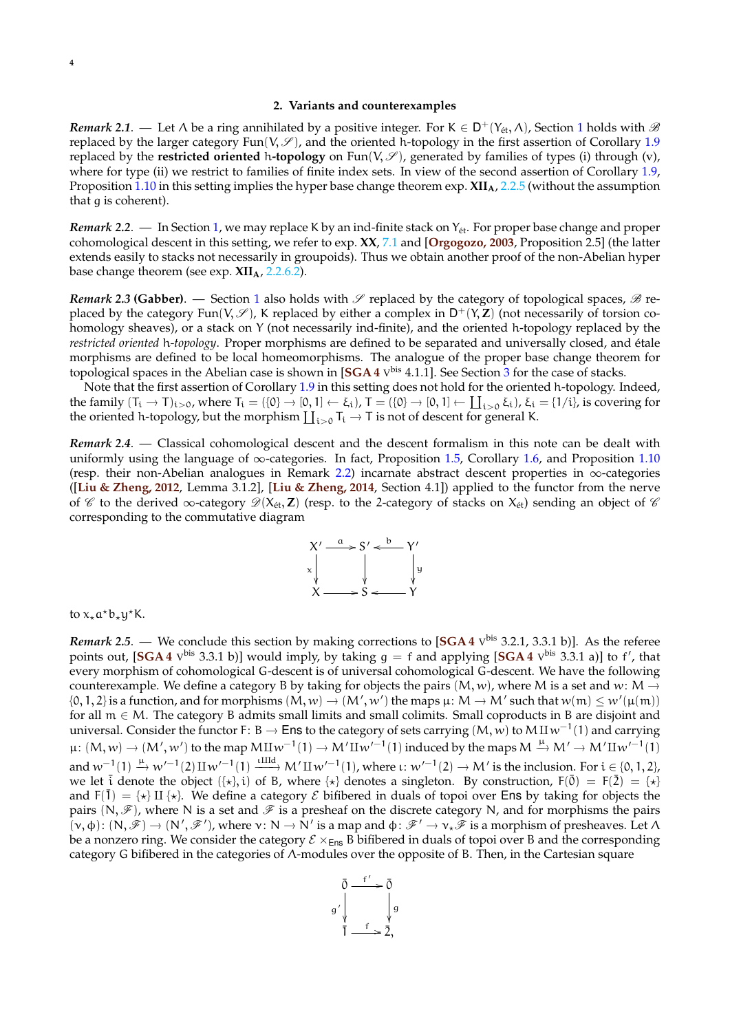## 2. Variants and counterexamples

*Remark 2.1*. — Let $\Lambda$ be a ring annihilated by a positive integer. For $K \in D^+(Y_{\text{ét}}, \Lambda)$, Section 1 holds with $\mathscr{B}$ replaced by the larger category $\text{Fun}(V, \mathscr{S})$, and the oriented h-topology in the first assertion of Corollary 1.9 replaced by the **restricted oriented** h**-topology** on $\text{Fun}(V, \mathscr{S})$, generated by families of types (i) through (v), where for type (ii) we restrict to families of finite index sets. In view of the second assertion of Corollary 1.9, Proposition 1.10 in this setting implies the hyper base change theorem exp. **XII$_\text{A}$**, 2.2.5 (without the assumption that g is coherent).

*Remark 2.2*. — In Section 1, we may replace K by an ind-finite stack on $Y_{\text{ét}}$. For proper base change and proper cohomological descent in this setting, we refer to exp. **XX**, 7.1 and [**Orgogozo, 2003**, Proposition 2.5] (the latter extends easily to stacks not necessarily in groupoids). Thus we obtain another proof of the non-Abelian hyper base change theorem (see exp. **XII$_\text{A}$**, 2.2.6.2).

*Remark 2.3* **(Gabber)**. — Section 1 also holds with $\mathscr{S}$ replaced by the category of topological spaces, $\mathscr{B}$ replaced by the category $\text{Fun}(V, \mathscr{S})$, K replaced by either a complex in $D^+(Y, \mathbf{Z})$ (not necessarily of torsion cohomology sheaves), or a stack on Y (not necessarily ind-finite), and the oriented h-topology replaced by the *restricted oriented* h*-topology*. Proper morphisms are defined to be separated and universally closed, and étale morphisms are defined to be local homeomorphisms. The analogue of the proper base change theorem for topological spaces in the Abelian case is shown in [**SGA 4** $\text{V}^{\text{bis}}$ 4.1.1]. See Section 3 for the case of stacks.

Note that the first assertion of Corollary 1.9 in this setting does not hold for the oriented h-topology. Indeed, the family $(T_i \to T)_{i>0}$, where $T_i = (\{0\} \to [0,1] \leftarrow \xi_i)$, $T = (\{0\} \to [0,1] \leftarrow \coprod_{i>0} \xi_i)$, $\xi_i = \{1/i\}$, is covering for the oriented h-topology, but the morphism $\coprod_{i>0} T_i \to T$ is not of descent for general K.

*Remark 2.4*. — Classical cohomological descent and the descent formalism in this note can be dealt with uniformly using the language of $\infty$-categories. In fact, Proposition 1.5, Corollary 1.6, and Proposition 1.10 (resp. their non-Abelian analogues in Remark 2.2) incarnate abstract descent properties in $\infty$-categories ([**Liu & Zheng, 2012**, Lemma 3.1.2], [**Liu & Zheng, 2014**, Section 4.1]) applied to the functor from the nerve of $\mathscr{C}$ to the derived $\infty$-category $\mathscr{D}(X_{\text{ét}}, \mathbf{Z})$ (resp. to the 2-category of stacks on $X_{\text{ét}}$) sending an object of $\mathscr{C}$ corresponding to the commutative diagram

$$\begin{array}{ccccc} X' & \xrightarrow{a} & S' & \xleftarrow{b} & Y' \\ \downarrow{\scriptstyle x} & & \downarrow & & \downarrow{\scriptstyle y} \\ X & \longrightarrow & S & \longleftarrow & Y \end{array}$$

to $x_\star a^\star b_\star y^\star K$.

*Remark 2.5*. — We conclude this section by making corrections to [**SGA 4** $\text{V}^{\text{bis}}$ 3.2.1, 3.3.1 b)]. As the referee points out, [**SGA 4** $\text{V}^{\text{bis}}$ 3.3.1 b)] would imply, by taking $g = f$ and applying [**SGA 4** $\text{V}^{\text{bis}}$ 3.3.1 a)] to $f'$, that every morphism of cohomological G-descent is of universal cohomological G-descent. We have the following counterexample. We define a category B by taking for objects the pairs $(M, w)$, where M is a set and $w\colon M \to \{0,1,2\}$ is a function, and for morphisms $(M, w) \to (M', w')$ the maps $\mu\colon M \to M'$ such that $w(m) \le w'(\mu(m))$ for all $m \in M$. The category B admits small limits and small colimits. Small coproducts in B are disjoint and universal. Consider the functor $F\colon B \to \mathsf{Ens}$ to the category of sets carrying $(M, w)$ to $M \amalg w^{-1}(1)$ and carrying $\mu\colon (M, w) \to (M', w')$ to the map $M \amalg w^{-1}(1) \to M' \amalg w'^{-1}(1)$ induced by the maps $M \xrightarrow{\mu} M' \to M' \amalg w'^{-1}(1)$ and $w^{-1}(1) \xrightarrow{\mu} w'^{-1}(2) \amalg w'^{-1}(1) \xrightarrow{\iota \amalg \text{Id}} M' \amalg w'^{-1}(1)$, where $\iota\colon w'^{-1}(2) \to M'$ is the inclusion. For $i \in \{0,1,2\}$, we let $\bar{i}$ denote the object $(\{\star\}, i)$ of B, where $\{\star\}$ denotes a singleton. By construction, $F(\bar{0}) = F(\bar{2}) = \{\star\}$ and $F(\bar{1}) = \{\star\} \amalg \{\star\}$. We define a category $\mathcal{E}$ bifibered in duals of topoi over $\mathsf{Ens}$ by taking for objects the pairs $(N, \mathscr{F})$, where N is a set and $\mathscr{F}$ is a presheaf on the discrete category N, and for morphisms the pairs $(\nu, \phi)\colon (N, \mathscr{F}) \to (N', \mathscr{F}')$, where $\nu\colon N \to N'$ is a map and $\phi\colon \mathscr{F}' \to \nu_\star \mathscr{F}$ is a morphism of presheaves. Let $\Lambda$ be a nonzero ring. We consider the category $\mathcal{E} \times_{\mathsf{Ens}} B$ bifibered in duals of topoi over B and the corresponding category G bifibered in the categories of $\Lambda$-modules over the opposite of B. Then, in the Cartesian square

$$\begin{array}{ccc} \bar{0} & \xrightarrow{f'} & \bar{0} \\ \downarrow{\scriptstyle g'} & & \downarrow{\scriptstyle g} \\ \bar{1} & \xrightarrow{f} & \bar{2}, \end{array}$$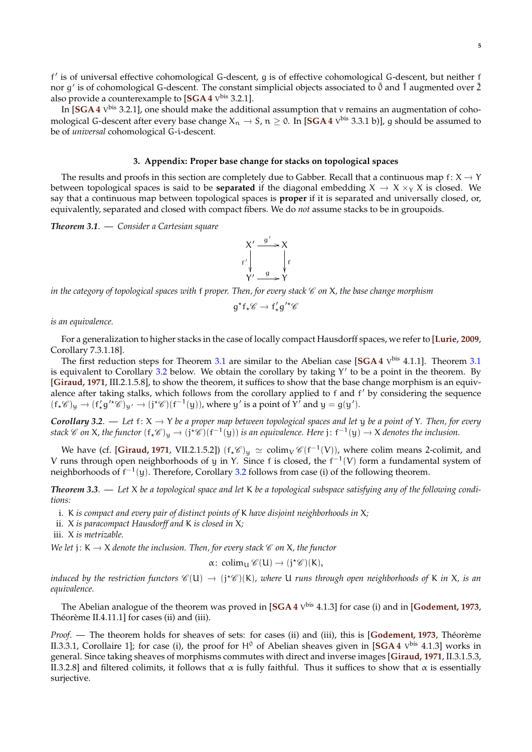$f'$ is of universal effective cohomological G-descent, $g$ is of effective cohomological G-descent, but neither $f$ nor $g'$ is of cohomological G-descent. The constant simplicial objects associated to $\bar{0}$ and $\bar{1}$ augmented over $\bar{2}$ also provide a counterexample to [**SGA 4** $\mathrm{V}^{\mathrm{bis}}$ 3.2.1].

In [**SGA 4** $\mathrm{V}^{\mathrm{bis}}$ 3.2.1], one should make the additional assumption that $\nu$ remains an augmentation of cohomological G-descent after every base change $X_n \to S$, $n \geq 0$. In [**SGA 4** $\mathrm{V}^{\mathrm{bis}}$ 3.3.1 b)], $g$ should be assumed to be of *universal* cohomological G-i-descent.

## 3. Appendix: Proper base change for stacks on topological spaces

The results and proofs in this section are completely due to Gabber. Recall that a continuous map $f\colon X \to Y$ between topological spaces is said to be **separated** if the diagonal embedding $X \to X \times_Y X$ is closed. We say that a continuous map between topological spaces is **proper** if it is separated and universally closed, or, equivalently, separated and closed with compact fibers. We do *not* assume stacks to be in groupoids.

***Theorem 3.1***. — *Consider a Cartesian square*

$$\begin{array}{ccc} X' & \xrightarrow{g'} & X \\ {\scriptstyle f'}\downarrow & & \downarrow{\scriptstyle f} \\ Y' & \xrightarrow{g} & Y \end{array}$$

*in the category of topological spaces with* $f$ *proper. Then, for every stack* $\mathscr{C}$ *on* $X$*, the base change morphism*

$$g^\star f_\star \mathscr{C} \to f'_\star g'^\star \mathscr{C}$$

*is an equivalence.*

For a generalization to higher stacks in the case of locally compact Hausdorff spaces, we refer to [**Lurie, 2009**, Corollary 7.3.1.18].

The first reduction steps for Theorem 3.1 are similar to the Abelian case [**SGA 4** $\mathrm{V}^{\mathrm{bis}}$ 4.1.1]. Theorem 3.1 is equivalent to Corollary 3.2 below. We obtain the corollary by taking $Y'$ to be a point in the theorem. By [**Giraud, 1971**, III.2.1.5.8], to show the theorem, it suffices to show that the base change morphism is an equivalence after taking stalks, which follows from the corollary applied to $f$ and $f'$ by considering the sequence $(f_\star\mathscr{C})_y \to (f'_\star g'^\star\mathscr{C})_{y'} \to (j^\star\mathscr{C})(f^{-1}(y))$, where $y'$ is a point of $Y'$ and $y = g(y')$.

***Corollary 3.2***. — *Let* $f\colon X \to Y$ *be a proper map between topological spaces and let* $y$ *be a point of* $Y$*. Then, for every stack* $\mathscr{C}$ *on* $X$*, the functor* $(f_\star\mathscr{C})_y \to (j^\star\mathscr{C})(f^{-1}(y))$ *is an equivalence. Here* $j\colon f^{-1}(y) \to X$ *denotes the inclusion.*

We have (cf. [**Giraud, 1971**, VII.2.1.5.2]) $(f_\star\mathscr{C})_y \simeq \operatorname{colim}_V \mathscr{C}(f^{-1}(V))$, where colim means 2-colimit, and $V$ runs through open neighborhoods of $y$ in $Y$. Since $f$ is closed, the $f^{-1}(V)$ form a fundamental system of neighborhoods of $f^{-1}(y)$. Therefore, Corollary 3.2 follows from case (i) of the following theorem.

***Theorem 3.3***. — *Let* $X$ *be a topological space and let* $K$ *be a topological subspace satisfying any of the following conditions:*

i. $K$ *is compact and every pair of distinct points of* $K$ *have disjoint neighborhoods in* $X$*;*
ii. $X$ *is paracompact Hausdorff and* $K$ *is closed in* $X$*;*
iii. $X$ *is metrizable.*

*We let* $j\colon K \to X$ *denote the inclusion. Then, for every stack* $\mathscr{C}$ *on* $X$*, the functor*

$$\alpha\colon \operatorname{colim}_U \mathscr{C}(U) \to (j^\star\mathscr{C})(K),$$

*induced by the restriction functors* $\mathscr{C}(U) \to (j^\star\mathscr{C})(K)$*, where* $U$ *runs through open neighborhoods of* $K$ *in* $X$*, is an equivalence.*

The Abelian analogue of the theorem was proved in [**SGA 4** $\mathrm{V}^{\mathrm{bis}}$ 4.1.3] for case (i) and in [**Godement, 1973**, Théorème II.4.11.1] for cases (ii) and (iii).

*Proof*. — The theorem holds for sheaves of sets: for cases (ii) and (iii), this is [**Godement, 1973**, Théorème II.3.3.1, Corollaire 1]; for case (i), the proof for $H^0$ of Abelian sheaves given in [**SGA 4** $\mathrm{V}^{\mathrm{bis}}$ 4.1.3] works in general. Since taking sheaves of morphisms commutes with direct and inverse images [**Giraud, 1971**, II.3.1.5.3, II.3.2.8] and filtered colimits, it follows that $\alpha$ is fully faithful. Thus it suffices to show that $\alpha$ is essentially surjective.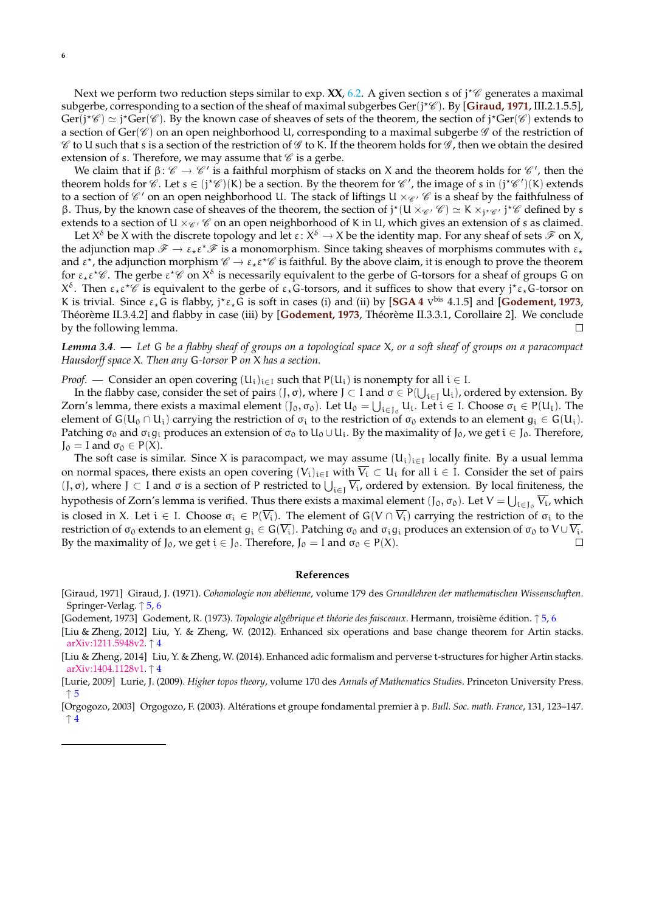Next we perform two reduction steps similar to exp. **XX**, 6.2. A given section $s$ of $j^*\mathscr{C}$ generates a maximal subgerbe, corresponding to a section of the sheaf of maximal subgerbes $\mathrm{Ger}(j^*\mathscr{C})$. By [**Giraud, 1971**, III.2.1.5.5], $\mathrm{Ger}(j^*\mathscr{C}) \simeq j^*\mathrm{Ger}(\mathscr{C})$. By the known case of sheaves of sets of the theorem, the section of $j^*\mathrm{Ger}(\mathscr{C})$ extends to a section of $\mathrm{Ger}(\mathscr{C})$ on an open neighborhood $U$, corresponding to a maximal subgerbe $\mathscr{G}$ of the restriction of $\mathscr{C}$ to $U$ such that $s$ is a section of the restriction of $\mathscr{G}$ to $K$. If the theorem holds for $\mathscr{G}$, then we obtain the desired extension of $s$. Therefore, we may assume that $\mathscr{C}$ is a gerbe.

We claim that if $\beta\colon \mathscr{C} \to \mathscr{C}'$ is a faithful morphism of stacks on $X$ and the theorem holds for $\mathscr{C}'$, then the theorem holds for $\mathscr{C}$. Let $s \in (j^*\mathscr{C})(K)$ be a section. By the theorem for $\mathscr{C}'$, the image of $s$ in $(j^*\mathscr{C}')(K)$ extends to a section of $\mathscr{C}'$ on an open neighborhood $U$. The stack of liftings $U \times_{\mathscr{C}'} \mathscr{C}$ is a sheaf by the faithfulness of $\beta$. Thus, by the known case of sheaves of the theorem, the section of $j^*(U \times_{\mathscr{C}'} \mathscr{C}) \simeq K \times_{j^*\mathscr{C}'} j^*\mathscr{C}$ defined by $s$ extends to a section of $U \times_{\mathscr{C}'} \mathscr{C}$ on an open neighborhood of $K$ in $U$, which gives an extension of $s$ as claimed.

Let $X^\delta$ be $X$ with the discrete topology and let $\varepsilon\colon X^\delta \to X$ be the identity map. For any sheaf of sets $\mathscr{F}$ on $X$, the adjunction map $\mathscr{F} \to \varepsilon_*\varepsilon^*\mathscr{F}$ is a monomorphism. Since taking sheaves of morphisms commutes with $\varepsilon_*$ and $\varepsilon^*$, the adjunction morphism $\mathscr{C} \to \varepsilon_*\varepsilon^*\mathscr{C}$ is faithful. By the above claim, it is enough to prove the theorem for $\varepsilon_*\varepsilon^*\mathscr{C}$. The gerbe $\varepsilon^*\mathscr{C}$ on $X^\delta$ is necessarily equivalent to the gerbe of $G$-torsors for a sheaf of groups $G$ on $X^\delta$. Then $\varepsilon_*\varepsilon^*\mathscr{C}$ is equivalent to the gerbe of $\varepsilon_*G$-torsors, and it suffices to show that every $j^*\varepsilon_*G$-torsor on $K$ is trivial. Since $\varepsilon_*G$ is flabby, $j^*\varepsilon_*G$ is soft in cases (i) and (ii) by [**SGA 4** $\mathrm{V}^{\mathrm{bis}}$ 4.1.5] and [**Godement, 1973**, Théorème II.3.4.2] and flabby in case (iii) by [**Godement, 1973**, Théorème II.3.3.1, Corollaire 2]. We conclude by the following lemma. □

***Lemma 3.4***. — *Let $G$ be a flabby sheaf of groups on a topological space $X$, or a soft sheaf of groups on a paracompact Hausdorff space $X$. Then any $G$-torsor $P$ on $X$ has a section.*

*Proof*. — Consider an open covering $(U_i)_{i\in I}$ such that $P(U_i)$ is nonempty for all $i \in I$.

In the flabby case, consider the set of pairs $(J, \sigma)$, where $J \subset I$ and $\sigma \in P(\bigcup_{i\in J} U_i)$, ordered by extension. By Zorn's lemma, there exists a maximal element $(J_0, \sigma_0)$. Let $U_0 = \bigcup_{i\in J_0} U_i$. Let $i \in I$. Choose $\sigma_i \in P(U_i)$. The element of $G(U_0 \cap U_i)$ carrying the restriction of $\sigma_i$ to the restriction of $\sigma_0$ extends to an element $g_i \in G(U_i)$. Patching $\sigma_0$ and $\sigma_i g_i$ produces an extension of $\sigma_0$ to $U_0 \cup U_i$. By the maximality of $J_0$, we get $i \in J_0$. Therefore, $J_0 = I$ and $\sigma_0 \in P(X)$.

The soft case is similar. Since $X$ is paracompact, we may assume $(U_i)_{i\in I}$ locally finite. By a usual lemma on normal spaces, there exists an open covering $(V_i)_{i\in I}$ with $\overline{V_i} \subset U_i$ for all $i \in I$. Consider the set of pairs $(J, \sigma)$, where $J \subset I$ and $\sigma$ is a section of $P$ restricted to $\bigcup_{i\in J} \overline{V_i}$, ordered by extension. By local finiteness, the hypothesis of Zorn's lemma is verified. Thus there exists a maximal element $(J_0, \sigma_0)$. Let $V = \bigcup_{i\in J_0} \overline{V_i}$, which is closed in $X$. Let $i \in I$. Choose $\sigma_i \in P(\overline{V_i})$. The element of $G(V \cap \overline{V_i})$ carrying the restriction of $\sigma_i$ to the restriction of $\sigma_0$ extends to an element $g_i \in G(\overline{V_i})$. Patching $\sigma_0$ and $\sigma_i g_i$ produces an extension of $\sigma_0$ to $V \cup \overline{V_i}$. By the maximality of $J_0$, we get $i \in J_0$. Therefore, $J_0 = I$ and $\sigma_0 \in P(X)$. □

## References

[Giraud, 1971] Giraud, J. (1971). *Cohomologie non abélienne*, volume 179 des *Grundlehren der mathematischen Wissenschaften*. Springer-Verlag. ↑ 5, 6

[Godement, 1973] Godement, R. (1973). *Topologie algébrique et théorie des faisceaux*. Hermann, troisième édition. ↑ 5, 6

[Liu & Zheng, 2012] Liu, Y. & Zheng, W. (2012). Enhanced six operations and base change theorem for Artin stacks. arXiv:1211.5948v2. ↑ 4

[Liu & Zheng, 2014] Liu, Y. & Zheng, W. (2014). Enhanced adic formalism and perverse t-structures for higher Artin stacks. arXiv:1404.1128v1. ↑ 4

[Lurie, 2009] Lurie, J. (2009). *Higher topos theory*, volume 170 des *Annals of Mathematics Studies*. Princeton University Press. ↑ 5

[Orgogozo, 2003] Orgogozo, F. (2003). Altérations et groupe fondamental premier à p. *Bull. Soc. math. France*, 131, 123–147. ↑ 4